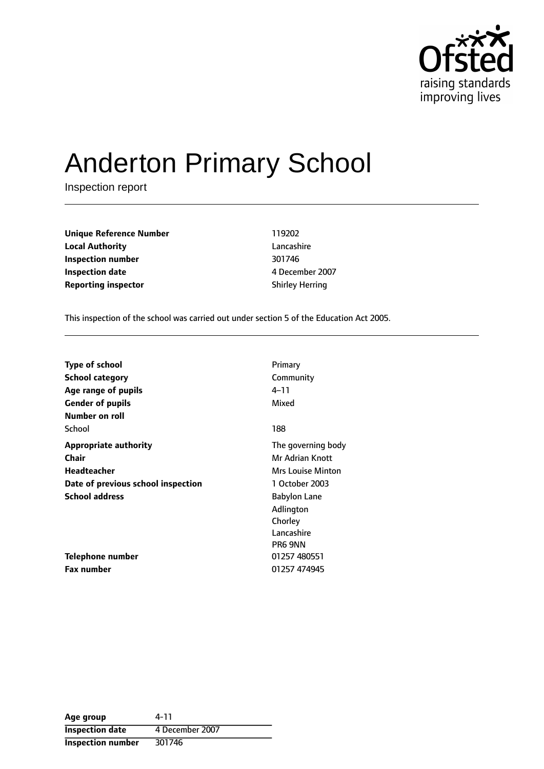# Anderton Primary School

Inspection report

| | |
|---|---|
| **Unique Reference Number** | 119202 |
| **Local Authority** | Lancashire |
| **Inspection number** | 301746 |
| **Inspection date** | 4 December 2007 |
| **Reporting inspector** | Shirley Herring |

This inspection of the school was carried out under section 5 of the Education Act 2005.

| | |
|---|---|
| **Type of school** | Primary |
| **School category** | Community |
| **Age range of pupils** | 4–11 |
| **Gender of pupils** | Mixed |
| **Number on roll** | |
| School | 188 |
| **Appropriate authority** | The governing body |
| **Chair** | Mr Adrian Knott |
| **Headteacher** | Mrs Louise Minton |
| **Date of previous school inspection** | 1 October 2003 |
| **School address** | Babylon Lane<br>Adlington<br>Chorley<br>Lancashire<br>PR6 9NN |
| **Telephone number** | 01257 480551 |
| **Fax number** | 01257 474945 |

| | |
|---|---|
| **Age group** | 4-11 |
| **Inspection date** | 4 December 2007 |
| **Inspection number** | 301746 |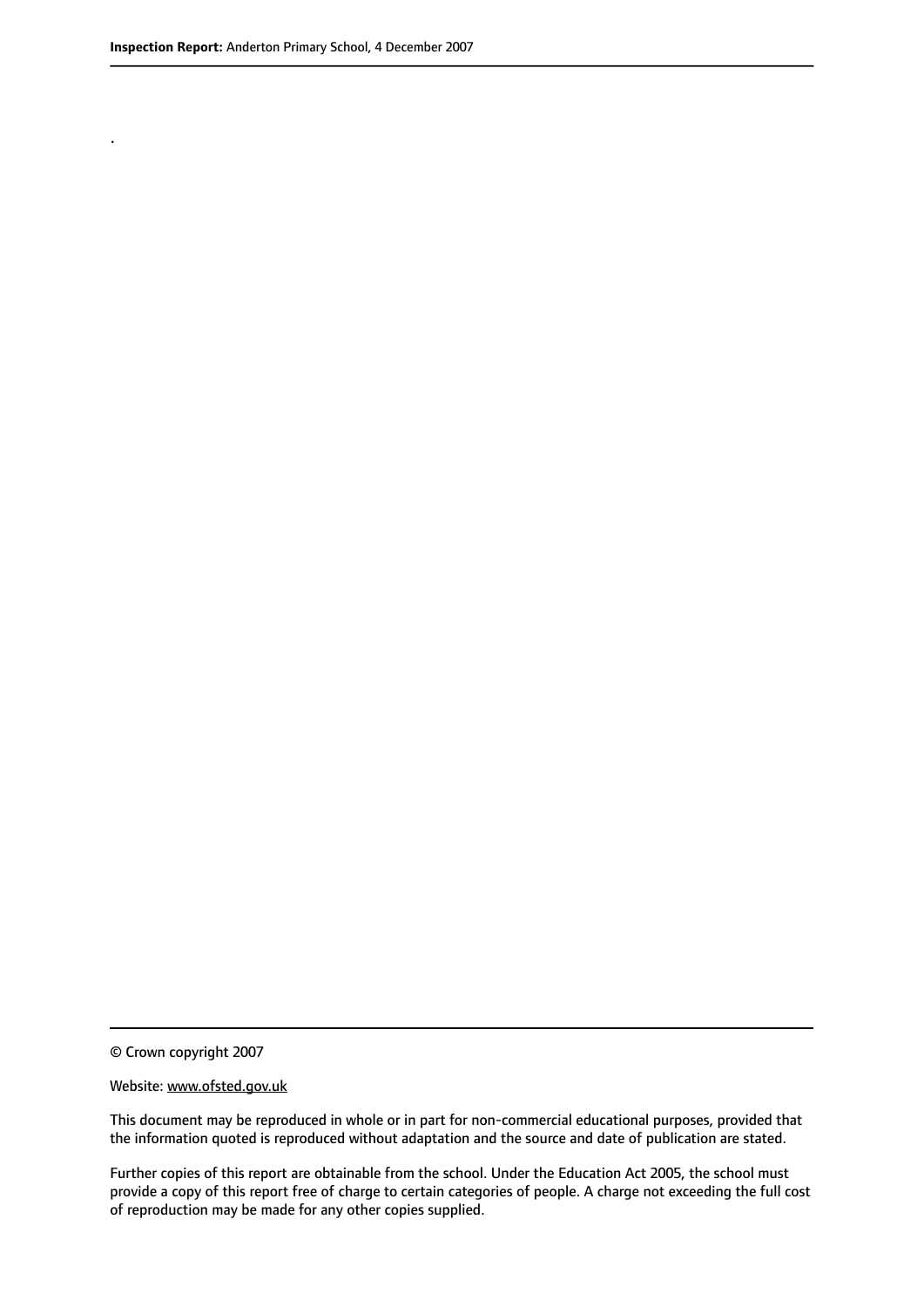.

© Crown copyright 2007

Website: www.ofsted.gov.uk

This document may be reproduced in whole or in part for non-commercial educational purposes, provided that the information quoted is reproduced without adaptation and the source and date of publication are stated.

Further copies of this report are obtainable from the school. Under the Education Act 2005, the school must provide a copy of this report free of charge to certain categories of people. A charge not exceeding the full cost of reproduction may be made for any other copies supplied.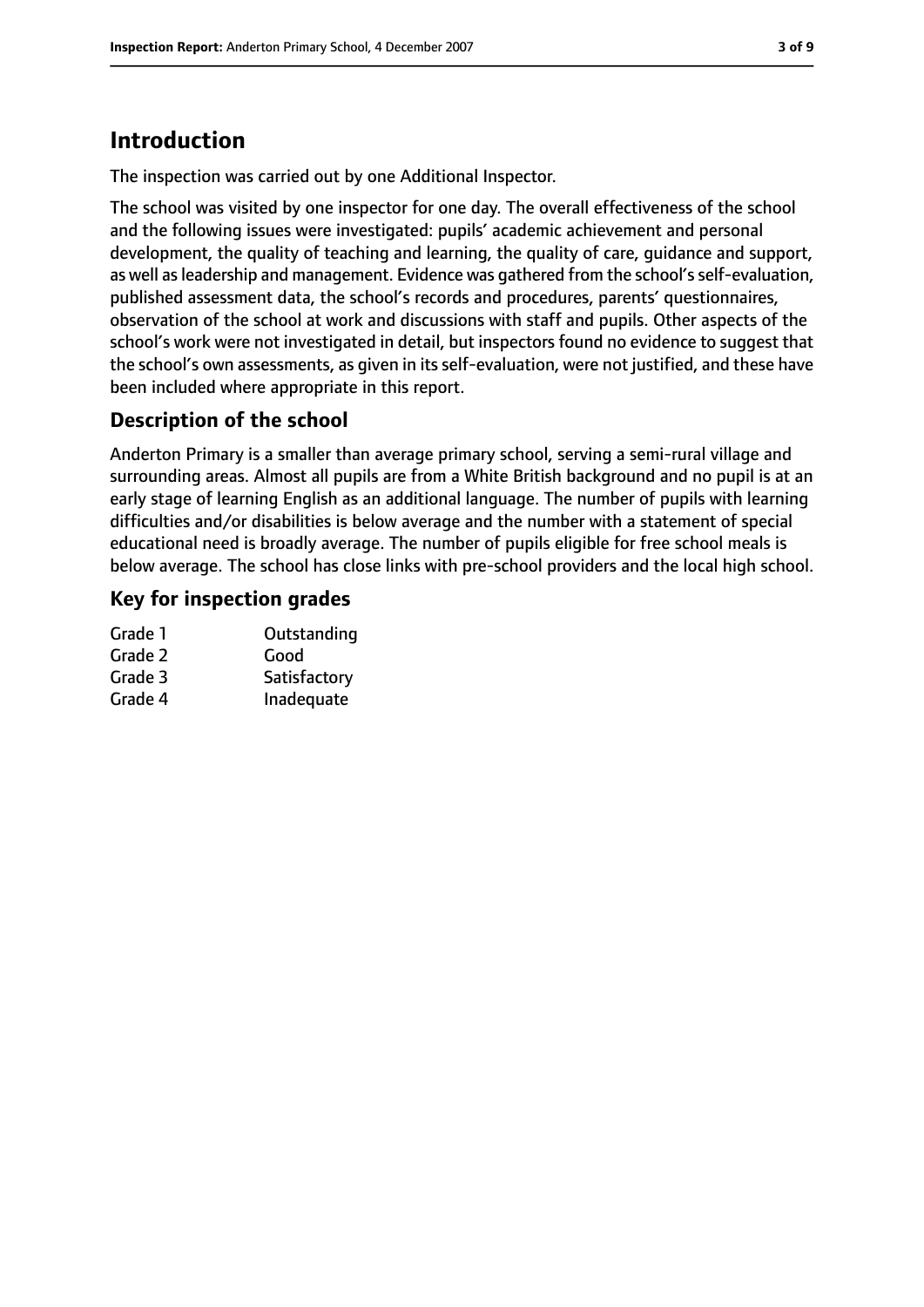# Introduction

The inspection was carried out by one Additional Inspector.

The school was visited by one inspector for one day. The overall effectiveness of the school and the following issues were investigated: pupils' academic achievement and personal development, the quality of teaching and learning, the quality of care, guidance and support, as well as leadership and management. Evidence was gathered from the school's self-evaluation, published assessment data, the school's records and procedures, parents' questionnaires, observation of the school at work and discussions with staff and pupils. Other aspects of the school's work were not investigated in detail, but inspectors found no evidence to suggest that the school's own assessments, as given in its self-evaluation, were not justified, and these have been included where appropriate in this report.

## Description of the school

Anderton Primary is a smaller than average primary school, serving a semi-rural village and surrounding areas. Almost all pupils are from a White British background and no pupil is at an early stage of learning English as an additional language. The number of pupils with learning difficulties and/or disabilities is below average and the number with a statement of special educational need is broadly average. The number of pupils eligible for free school meals is below average. The school has close links with pre-school providers and the local high school.

## Key for inspection grades

| | |
|---|---|
| Grade 1 | Outstanding |
| Grade 2 | Good |
| Grade 3 | Satisfactory |
| Grade 4 | Inadequate |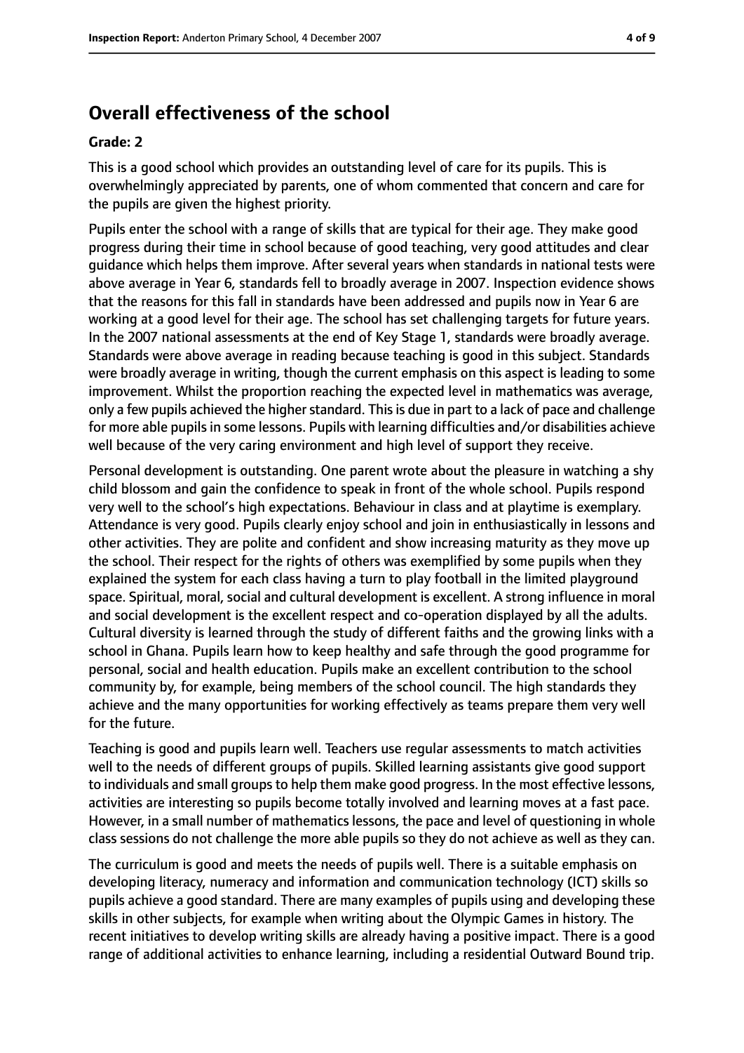## Overall effectiveness of the school

**Grade: 2**

This is a good school which provides an outstanding level of care for its pupils. This is overwhelmingly appreciated by parents, one of whom commented that concern and care for the pupils are given the highest priority.

Pupils enter the school with a range of skills that are typical for their age. They make good progress during their time in school because of good teaching, very good attitudes and clear guidance which helps them improve. After several years when standards in national tests were above average in Year 6, standards fell to broadly average in 2007. Inspection evidence shows that the reasons for this fall in standards have been addressed and pupils now in Year 6 are working at a good level for their age. The school has set challenging targets for future years. In the 2007 national assessments at the end of Key Stage 1, standards were broadly average. Standards were above average in reading because teaching is good in this subject. Standards were broadly average in writing, though the current emphasis on this aspect is leading to some improvement. Whilst the proportion reaching the expected level in mathematics was average, only a few pupils achieved the higher standard. This is due in part to a lack of pace and challenge for more able pupils in some lessons. Pupils with learning difficulties and/or disabilities achieve well because of the very caring environment and high level of support they receive.

Personal development is outstanding. One parent wrote about the pleasure in watching a shy child blossom and gain the confidence to speak in front of the whole school. Pupils respond very well to the school's high expectations. Behaviour in class and at playtime is exemplary. Attendance is very good. Pupils clearly enjoy school and join in enthusiastically in lessons and other activities. They are polite and confident and show increasing maturity as they move up the school. Their respect for the rights of others was exemplified by some pupils when they explained the system for each class having a turn to play football in the limited playground space. Spiritual, moral, social and cultural development is excellent. A strong influence in moral and social development is the excellent respect and co-operation displayed by all the adults. Cultural diversity is learned through the study of different faiths and the growing links with a school in Ghana. Pupils learn how to keep healthy and safe through the good programme for personal, social and health education. Pupils make an excellent contribution to the school community by, for example, being members of the school council. The high standards they achieve and the many opportunities for working effectively as teams prepare them very well for the future.

Teaching is good and pupils learn well. Teachers use regular assessments to match activities well to the needs of different groups of pupils. Skilled learning assistants give good support to individuals and small groups to help them make good progress. In the most effective lessons, activities are interesting so pupils become totally involved and learning moves at a fast pace. However, in a small number of mathematics lessons, the pace and level of questioning in whole class sessions do not challenge the more able pupils so they do not achieve as well as they can.

The curriculum is good and meets the needs of pupils well. There is a suitable emphasis on developing literacy, numeracy and information and communication technology (ICT) skills so pupils achieve a good standard. There are many examples of pupils using and developing these skills in other subjects, for example when writing about the Olympic Games in history. The recent initiatives to develop writing skills are already having a positive impact. There is a good range of additional activities to enhance learning, including a residential Outward Bound trip.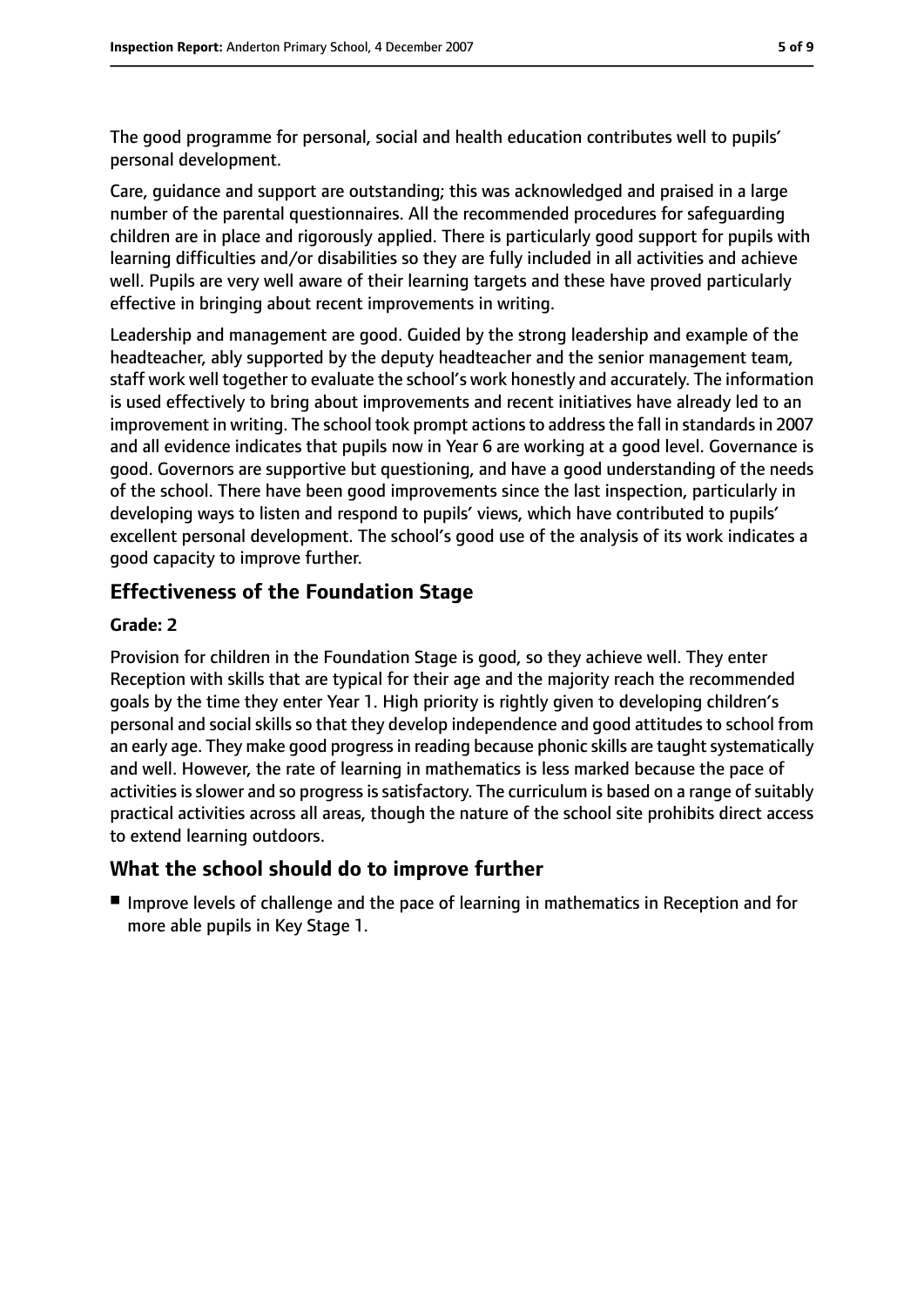The good programme for personal, social and health education contributes well to pupils' personal development.

Care, guidance and support are outstanding; this was acknowledged and praised in a large number of the parental questionnaires. All the recommended procedures for safeguarding children are in place and rigorously applied. There is particularly good support for pupils with learning difficulties and/or disabilities so they are fully included in all activities and achieve well. Pupils are very well aware of their learning targets and these have proved particularly effective in bringing about recent improvements in writing.

Leadership and management are good. Guided by the strong leadership and example of the headteacher, ably supported by the deputy headteacher and the senior management team, staff work well together to evaluate the school's work honestly and accurately. The information is used effectively to bring about improvements and recent initiatives have already led to an improvement in writing. The school took prompt actions to address the fall in standards in 2007 and all evidence indicates that pupils now in Year 6 are working at a good level. Governance is good. Governors are supportive but questioning, and have a good understanding of the needs of the school. There have been good improvements since the last inspection, particularly in developing ways to listen and respond to pupils' views, which have contributed to pupils' excellent personal development. The school's good use of the analysis of its work indicates a good capacity to improve further.

## Effectiveness of the Foundation Stage

**Grade: 2**

Provision for children in the Foundation Stage is good, so they achieve well. They enter Reception with skills that are typical for their age and the majority reach the recommended goals by the time they enter Year 1. High priority is rightly given to developing children's personal and social skills so that they develop independence and good attitudes to school from an early age. They make good progress in reading because phonic skills are taught systematically and well. However, the rate of learning in mathematics is less marked because the pace of activities is slower and so progress is satisfactory. The curriculum is based on a range of suitably practical activities across all areas, though the nature of the school site prohibits direct access to extend learning outdoors.

## What the school should do to improve further

- Improve levels of challenge and the pace of learning in mathematics in Reception and for more able pupils in Key Stage 1.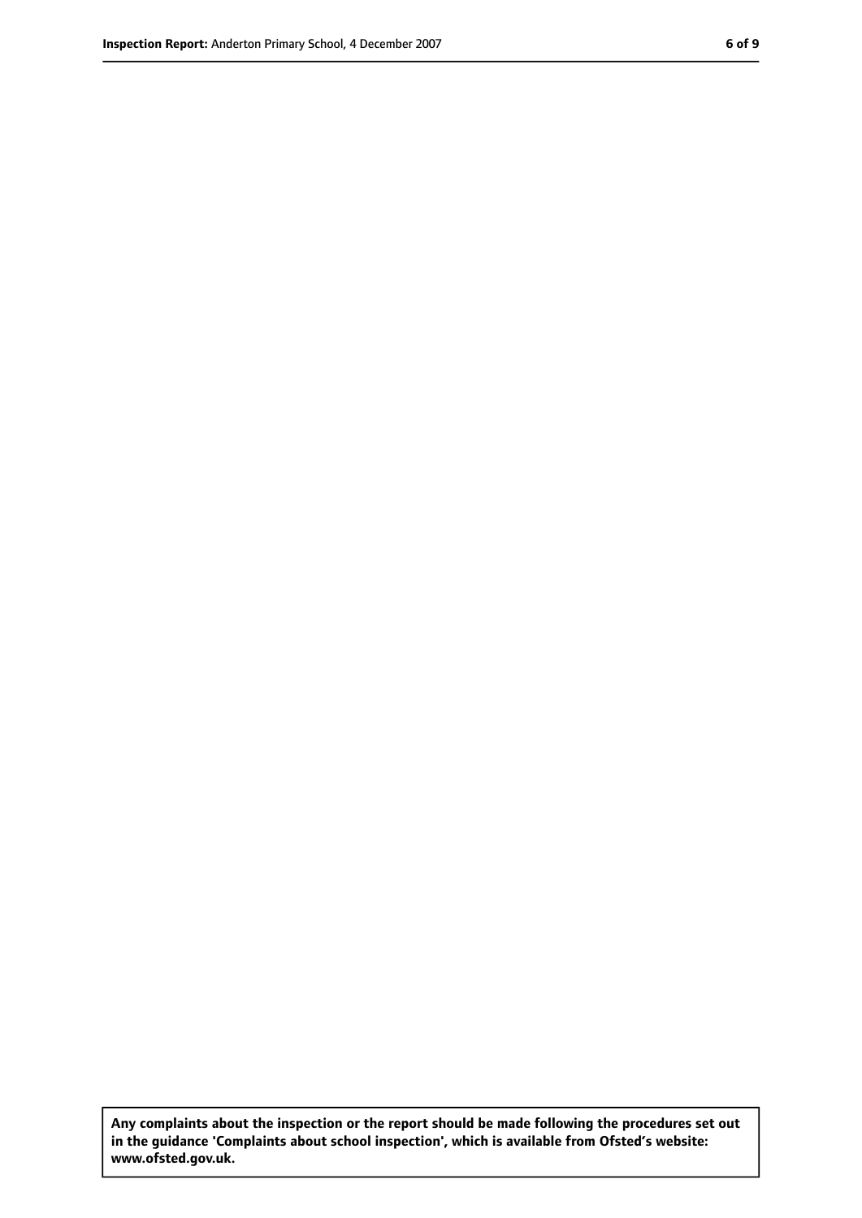**Any complaints about the inspection or the report should be made following the procedures set out in the guidance 'Complaints about school inspection', which is available from Ofsted's website: www.ofsted.gov.uk.**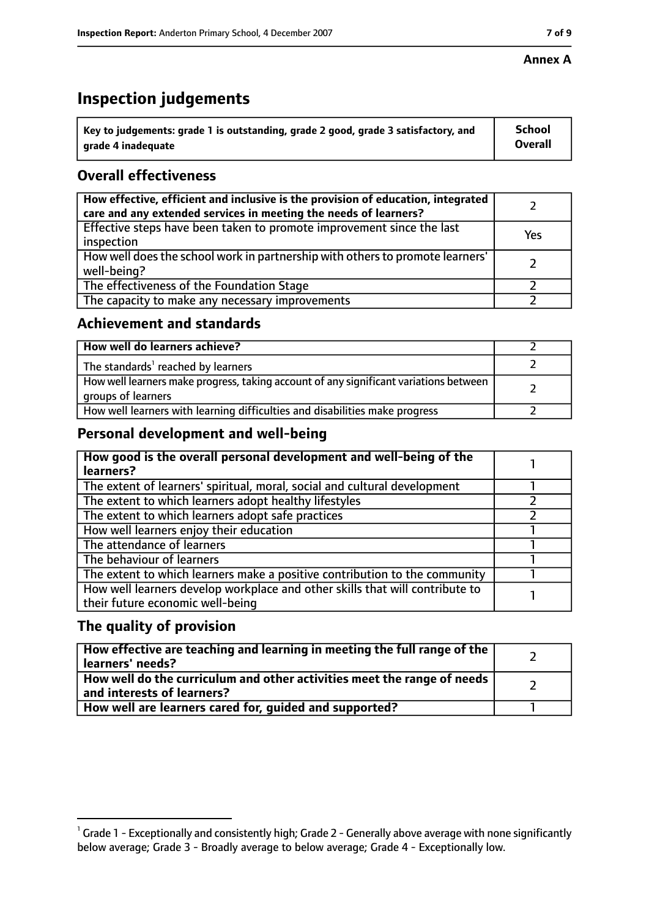**Annex A**

# Inspection judgements

| Key to judgements: grade 1 is outstanding, grade 2 good, grade 3 satisfactory, and grade 4 inadequate | School Overall |
|---|---|

## Overall effectiveness

| | |
|---|---|
| How effective, efficient and inclusive is the provision of education, integrated care and any extended services in meeting the needs of learners? | 2 |
| Effective steps have been taken to promote improvement since the last inspection | Yes |
| How well does the school work in partnership with others to promote learners' well-being? | 2 |
| The effectiveness of the Foundation Stage | 2 |
| The capacity to make any necessary improvements | 2 |

## Achievement and standards

| | |
|---|---|
| How well do learners achieve? | 2 |
| The standards[1] reached by learners | 2 |
| How well learners make progress, taking account of any significant variations between groups of learners | 2 |
| How well learners with learning difficulties and disabilities make progress | 2 |

## Personal development and well-being

| | |
|---|---|
| How good is the overall personal development and well-being of the learners? | 1 |
| The extent of learners' spiritual, moral, social and cultural development | 1 |
| The extent to which learners adopt healthy lifestyles | 2 |
| The extent to which learners adopt safe practices | 2 |
| How well learners enjoy their education | 1 |
| The attendance of learners | 1 |
| The behaviour of learners | 1 |
| The extent to which learners make a positive contribution to the community | 1 |
| How well learners develop workplace and other skills that will contribute to their future economic well-being | 1 |

## The quality of provision

| | |
|---|---|
| How effective are teaching and learning in meeting the full range of the learners' needs? | 2 |
| How well do the curriculum and other activities meet the range of needs and interests of learners? | 2 |
| How well are learners cared for, guided and supported? | 1 |

[1] Grade 1 - Exceptionally and consistently high; Grade 2 - Generally above average with none significantly below average; Grade 3 - Broadly average to below average; Grade 4 - Exceptionally low.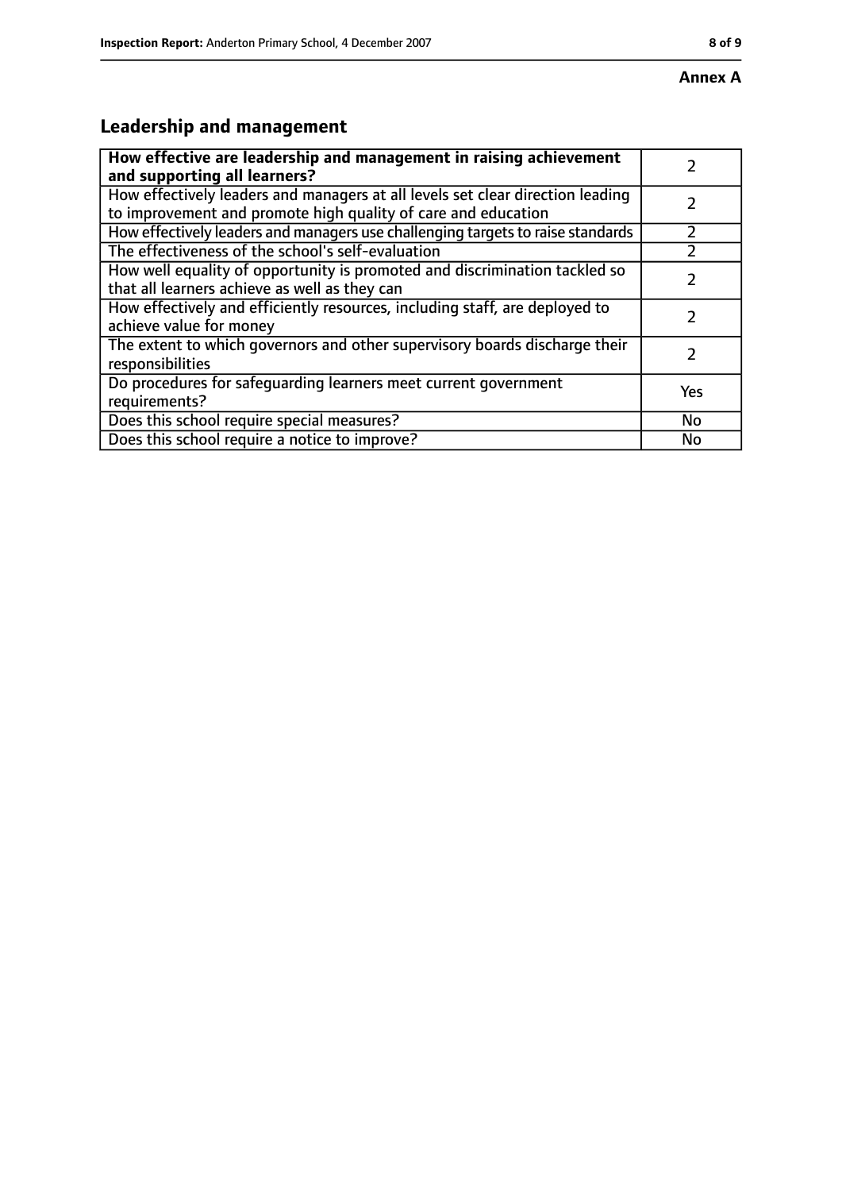**Annex A**

## Leadership and management

| How effective are leadership and management in raising achievement and supporting all learners? | 2 |
|---|---|
| How effectively leaders and managers at all levels set clear direction leading to improvement and promote high quality of care and education | 2 |
| How effectively leaders and managers use challenging targets to raise standards | 2 |
| The effectiveness of the school's self-evaluation | 2 |
| How well equality of opportunity is promoted and discrimination tackled so that all learners achieve as well as they can | 2 |
| How effectively and efficiently resources, including staff, are deployed to achieve value for money | 2 |
| The extent to which governors and other supervisory boards discharge their responsibilities | 2 |
| Do procedures for safeguarding learners meet current government requirements? | Yes |
| Does this school require special measures? | No |
| Does this school require a notice to improve? | No |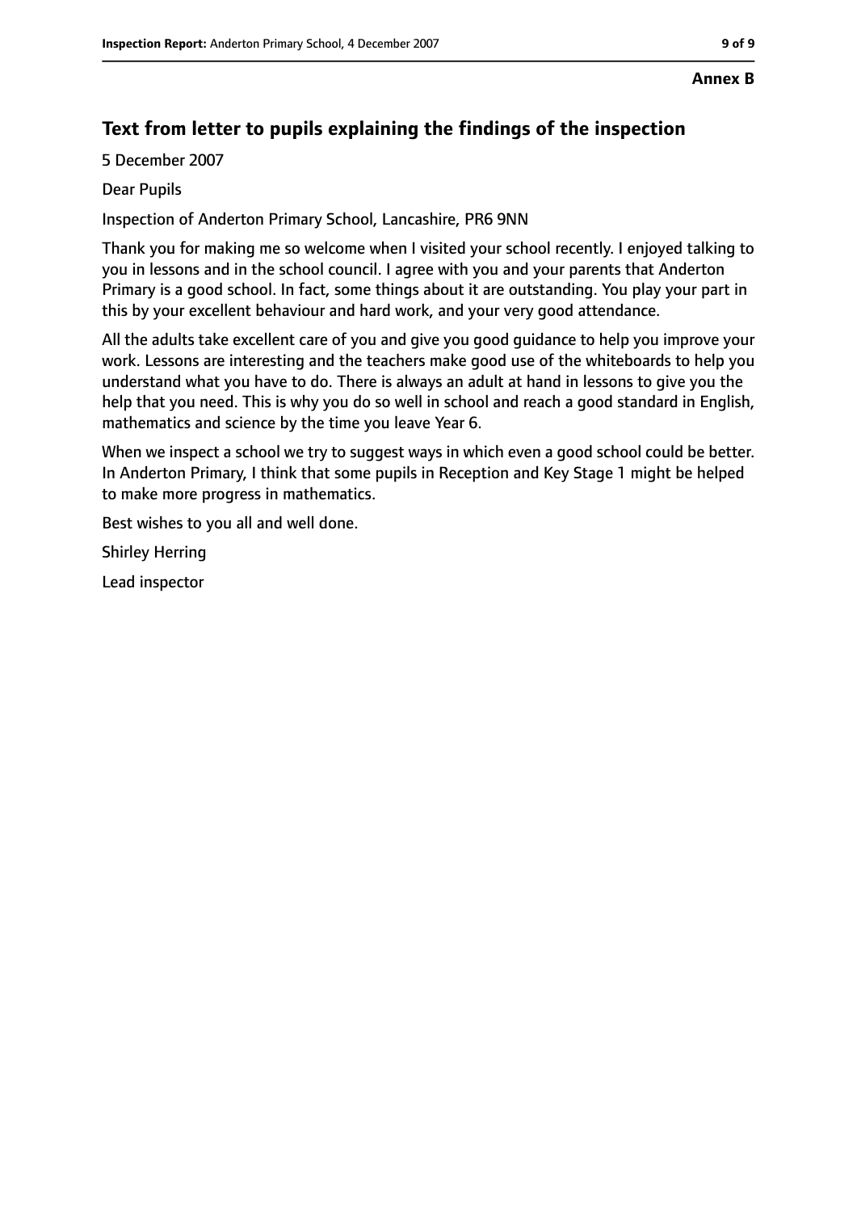Annex B

## Text from letter to pupils explaining the findings of the inspection

5 December 2007

Dear Pupils

Inspection of Anderton Primary School, Lancashire, PR6 9NN

Thank you for making me so welcome when I visited your school recently. I enjoyed talking to you in lessons and in the school council. I agree with you and your parents that Anderton Primary is a good school. In fact, some things about it are outstanding. You play your part in this by your excellent behaviour and hard work, and your very good attendance.

All the adults take excellent care of you and give you good guidance to help you improve your work. Lessons are interesting and the teachers make good use of the whiteboards to help you understand what you have to do. There is always an adult at hand in lessons to give you the help that you need. This is why you do so well in school and reach a good standard in English, mathematics and science by the time you leave Year 6.

When we inspect a school we try to suggest ways in which even a good school could be better. In Anderton Primary, I think that some pupils in Reception and Key Stage 1 might be helped to make more progress in mathematics.

Best wishes to you all and well done.

Shirley Herring

Lead inspector